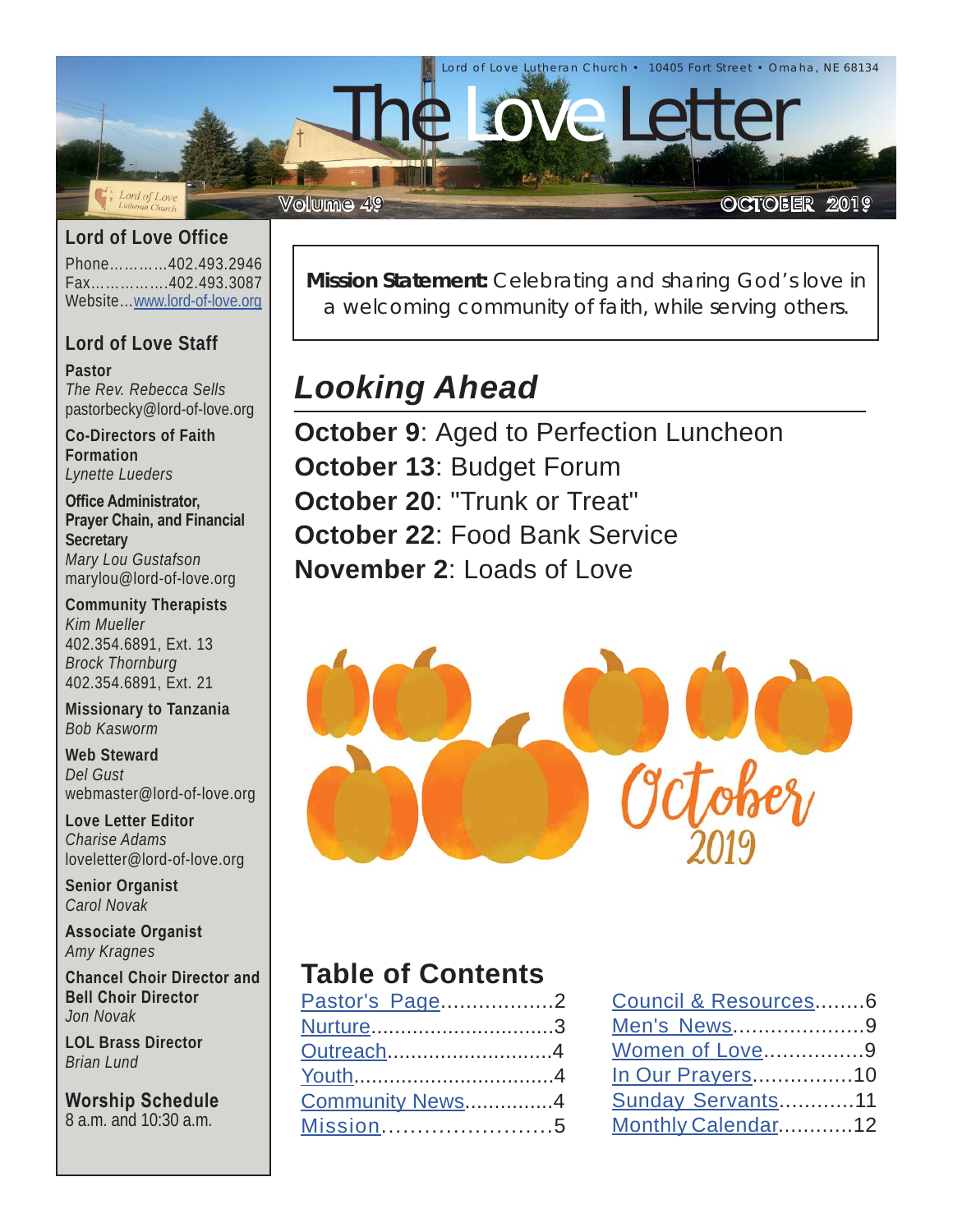Lord of Love Lutheran Church • 10405 Fort Street • Omaha, NE 68134

# The Love Letter

Volume 49 — OCTOBER 2019

## Lord of Love Office

Phone…………402.493.2946
Fax……………402.493.3087
Website…[www.lord-of-love.org](http://www.lord-of-love.org)

## Lord of Love Staff

**Pastor**
*The Rev. Rebecca Sells*
pastorbecky@lord-of-love.org

**Co-Directors of Faith Formation**
*Lynette Lueders*

**Office Administrator, Prayer Chain, and Financial Secretary**
*Mary Lou Gustafson*
marylou@lord-of-love.org

**Community Therapists**
*Kim Mueller*
402.354.6891, Ext. 13
*Brock Thornburg*
402.354.6891, Ext. 21

**Missionary to Tanzania**
*Bob Kasworm*

**Web Steward**
*Del Gust*
webmaster@lord-of-love.org

**Love Letter Editor**
*Charise Adams*
loveletter@lord-of-love.org

**Senior Organist**
*Carol Novak*

**Associate Organist**
*Amy Kragnes*

**Chancel Choir Director and Bell Choir Director**
*Jon Novak*

**LOL Brass Director**
*Brian Lund*

## Worship Schedule

8 a.m. and 10:30 a.m.

**Mission Statement:** Celebrating and sharing God's love in a welcoming community of faith, while serving others.

## *Looking Ahead*

**October 9**: Aged to Perfection Luncheon
**October 13**: Budget Forum
**October 20**: "Trunk or Treat"
**October 22**: Food Bank Service
**November 2**: Loads of Love

October 2019

## Table of Contents

Pastor's Page..................2
Nurture..............................3
Outreach...........................4
Youth.................................4
Community News..............4
Mission.........................5
Council & Resources........6
Men's News.....................9
Women of Love................9
In Our Prayers................10
Sunday Servants............11
Monthly Calendar............12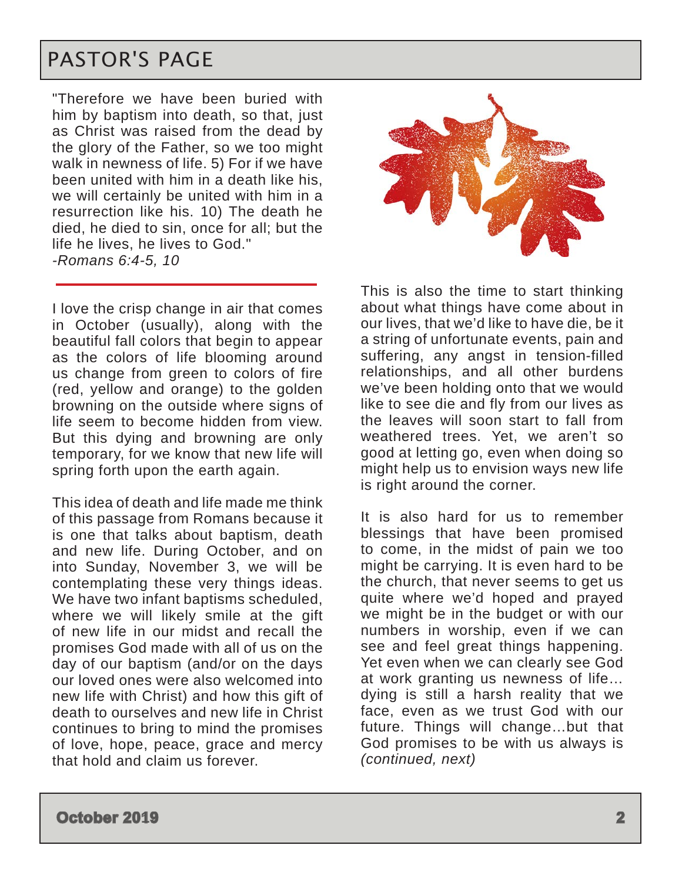# PASTOR'S PAGE

"Therefore we have been buried with him by baptism into death, so that, just as Christ was raised from the dead by the glory of the Father, so we too might walk in newness of life. 5) For if we have been united with him in a death like his, we will certainly be united with him in a resurrection like his. 10) The death he died, he died to sin, once for all; but the life he lives, he lives to God."
*-Romans 6:4-5, 10*

---

I love the crisp change in air that comes in October (usually), along with the beautiful fall colors that begin to appear as the colors of life blooming around us change from green to colors of fire (red, yellow and orange) to the golden browning on the outside where signs of life seem to become hidden from view. But this dying and browning are only temporary, for we know that new life will spring forth upon the earth again.

This idea of death and life made me think of this passage from Romans because it is one that talks about baptism, death and new life. During October, and on into Sunday, November 3, we will be contemplating these very things ideas. We have two infant baptisms scheduled, where we will likely smile at the gift of new life in our midst and recall the promises God made with all of us on the day of our baptism (and/or on the days our loved ones were also welcomed into new life with Christ) and how this gift of death to ourselves and new life in Christ continues to bring to mind the promises of love, hope, peace, grace and mercy that hold and claim us forever.

This is also the time to start thinking about what things have come about in our lives, that we'd like to have die, be it a string of unfortunate events, pain and suffering, any angst in tension-filled relationships, and all other burdens we've been holding onto that we would like to see die and fly from our lives as the leaves will soon start to fall from weathered trees. Yet, we aren't so good at letting go, even when doing so might help us to envision ways new life is right around the corner.

It is also hard for us to remember blessings that have been promised to come, in the midst of pain we too might be carrying. It is even hard to be the church, that never seems to get us quite where we'd hoped and prayed we might be in the budget or with our numbers in worship, even if we can see and feel great things happening. Yet even when we can clearly see God at work granting us newness of life… dying is still a harsh reality that we face, even as we trust God with our future. Things will change…but that God promises to be with us always is *(continued, next)*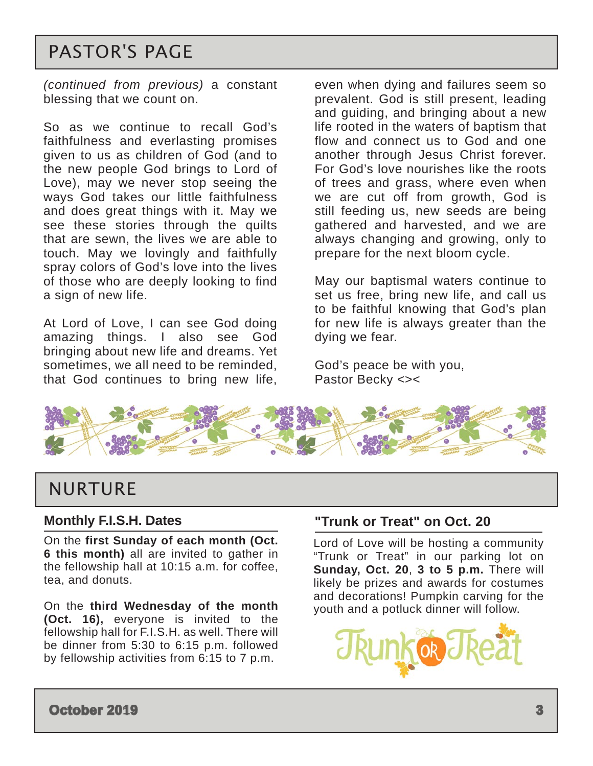# PASTOR'S PAGE

*(continued from previous)* a constant blessing that we count on.

So as we continue to recall God's faithfulness and everlasting promises given to us as children of God (and to the new people God brings to Lord of Love), may we never stop seeing the ways God takes our little faithfulness and does great things with it. May we see these stories through the quilts that are sewn, the lives we are able to touch. May we lovingly and faithfully spray colors of God's love into the lives of those who are deeply looking to find a sign of new life.

At Lord of Love, I can see God doing amazing things. I also see God bringing about new life and dreams. Yet sometimes, we all need to be reminded, that God continues to bring new life, even when dying and failures seem so prevalent. God is still present, leading and guiding, and bringing about a new life rooted in the waters of baptism that flow and connect us to God and one another through Jesus Christ forever. For God's love nourishes like the roots of trees and grass, where even when we are cut off from growth, God is still feeding us, new seeds are being gathered and harvested, and we are always changing and growing, only to prepare for the next bloom cycle.

May our baptismal waters continue to set us free, bring new life, and call us to be faithful knowing that God's plan for new life is always greater than the dying we fear.

God's peace be with you,
Pastor Becky <><

# NURTURE

## Monthly F.I.S.H. Dates

On the **first Sunday of each month (Oct. 6 this month)** all are invited to gather in the fellowship hall at 10:15 a.m. for coffee, tea, and donuts.

On the **third Wednesday of the month (Oct. 16),** everyone is invited to the fellowship hall for F.I.S.H. as well. There will be dinner from 5:30 to 6:15 p.m. followed by fellowship activities from 6:15 to 7 p.m.

## "Trunk or Treat" on Oct. 20

Lord of Love will be hosting a community "Trunk or Treat" in our parking lot on **Sunday, Oct. 20**, **3 to 5 p.m.** There will likely be prizes and awards for costumes and decorations! Pumpkin carving for the youth and a potluck dinner will follow.

Trunk or Treat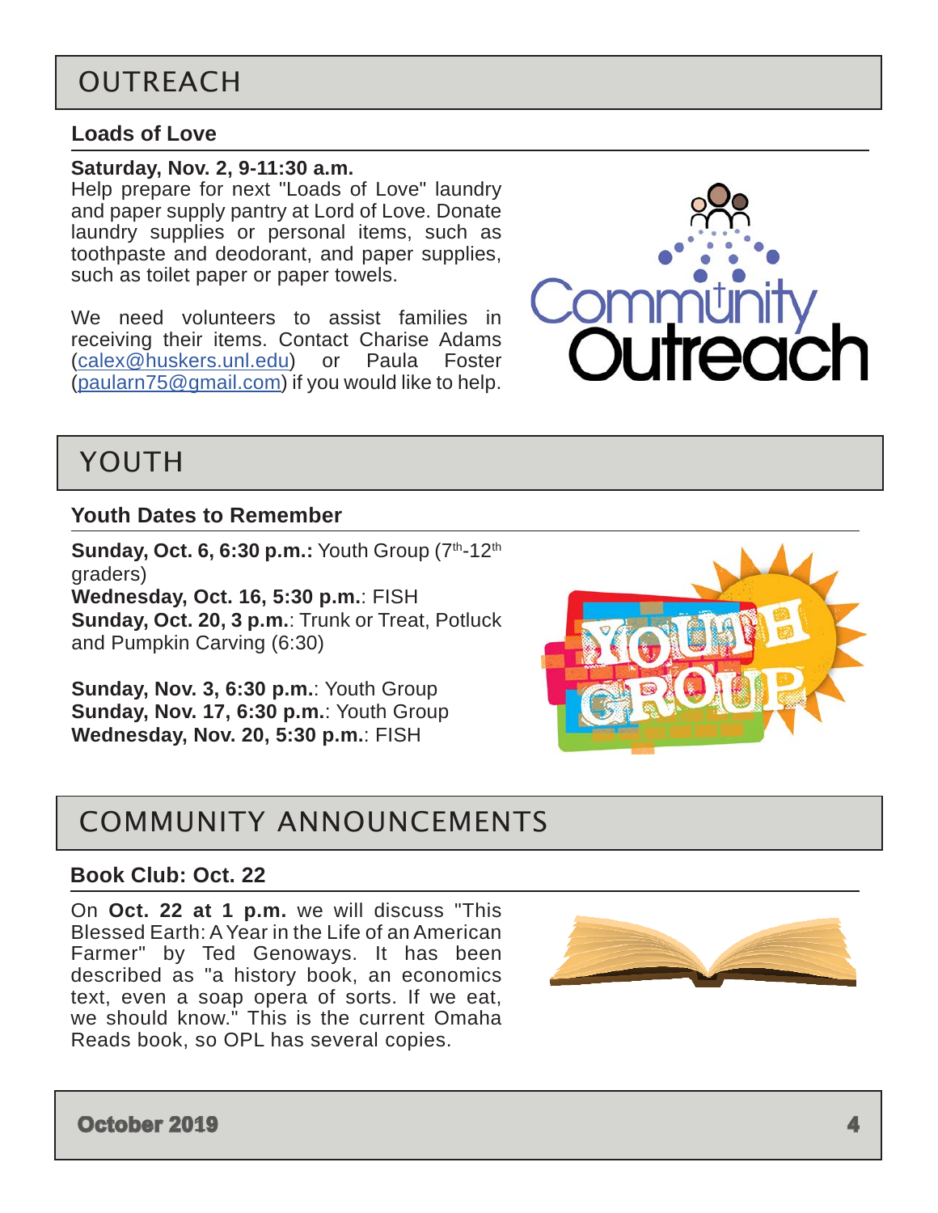# OUTREACH

## Loads of Love

**Saturday, Nov. 2, 9-11:30 a.m.**
Help prepare for next "Loads of Love" laundry and paper supply pantry at Lord of Love. Donate laundry supplies or personal items, such as toothpaste and deodorant, and paper supplies, such as toilet paper or paper towels.

We need volunteers to assist families in receiving their items. Contact Charise Adams (calex@huskers.unl.edu) or Paula Foster (paularn75@gmail.com) if you would like to help.

# YOUTH

## Youth Dates to Remember

**Sunday, Oct. 6, 6:30 p.m.:** Youth Group (7th-12th graders)
**Wednesday, Oct. 16, 5:30 p.m.**: FISH
**Sunday, Oct. 20, 3 p.m.**: Trunk or Treat, Potluck and Pumpkin Carving (6:30)

**Sunday, Nov. 3, 6:30 p.m.**: Youth Group
**Sunday, Nov. 17, 6:30 p.m.**: Youth Group
**Wednesday, Nov. 20, 5:30 p.m.**: FISH

# COMMUNITY ANNOUNCEMENTS

## Book Club: Oct. 22

On **Oct. 22 at 1 p.m.** we will discuss "This Blessed Earth: A Year in the Life of an American Farmer" by Ted Genoways. It has been described as "a history book, an economics text, even a soap opera of sorts. If we eat, we should know." This is the current Omaha Reads book, so OPL has several copies.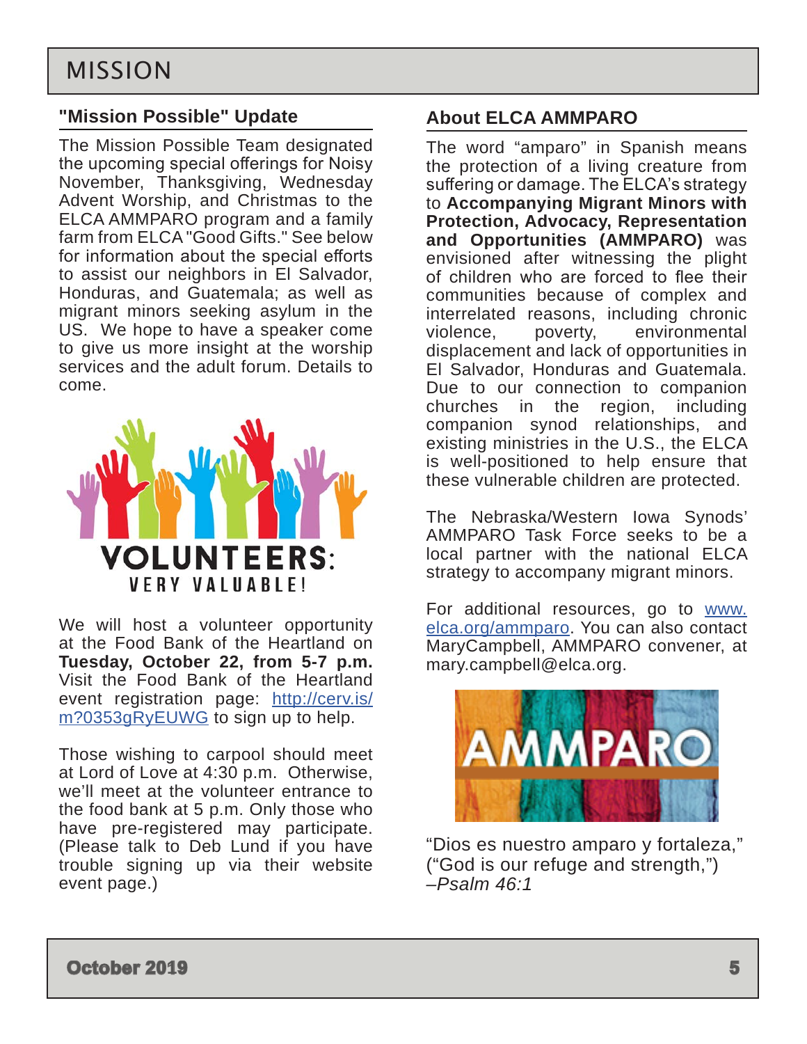# MISSION

## "Mission Possible" Update

The Mission Possible Team designated the upcoming special offerings for Noisy November, Thanksgiving, Wednesday Advent Worship, and Christmas to the ELCA AMMPARO program and a family farm from ELCA "Good Gifts." See below for information about the special efforts to assist our neighbors in El Salvador, Honduras, and Guatemala; as well as migrant minors seeking asylum in the US. We hope to have a speaker come to give us more insight at the worship services and the adult forum. Details to come.

VOLUNTEERS: VERY VALUABLE!

We will host a volunteer opportunity at the Food Bank of the Heartland on **Tuesday, October 22, from 5-7 p.m.** Visit the Food Bank of the Heartland event registration page: http://cerv.is/m?0353gRyEUWG to sign up to help.

Those wishing to carpool should meet at Lord of Love at 4:30 p.m. Otherwise, we'll meet at the volunteer entrance to the food bank at 5 p.m. Only those who have pre-registered may participate. (Please talk to Deb Lund if you have trouble signing up via their website event page.)

## About ELCA AMMPARO

The word "amparo" in Spanish means the protection of a living creature from suffering or damage. The ELCA's strategy to **Accompanying Migrant Minors with Protection, Advocacy, Representation and Opportunities (AMMPARO)** was envisioned after witnessing the plight of children who are forced to flee their communities because of complex and interrelated reasons, including chronic violence, poverty, environmental displacement and lack of opportunities in El Salvador, Honduras and Guatemala. Due to our connection to companion churches in the region, including companion synod relationships, and existing ministries in the U.S., the ELCA is well-positioned to help ensure that these vulnerable children are protected.

The Nebraska/Western Iowa Synods' AMMPARO Task Force seeks to be a local partner with the national ELCA strategy to accompany migrant minors.

For additional resources, go to www.elca.org/ammparo. You can also contact MaryCampbell, AMMPARO convener, at mary.campbell@elca.org.

AMMPARO

"Dios es nuestro amparo y fortaleza,"
("God is our refuge and strength,")
*–Psalm 46:1*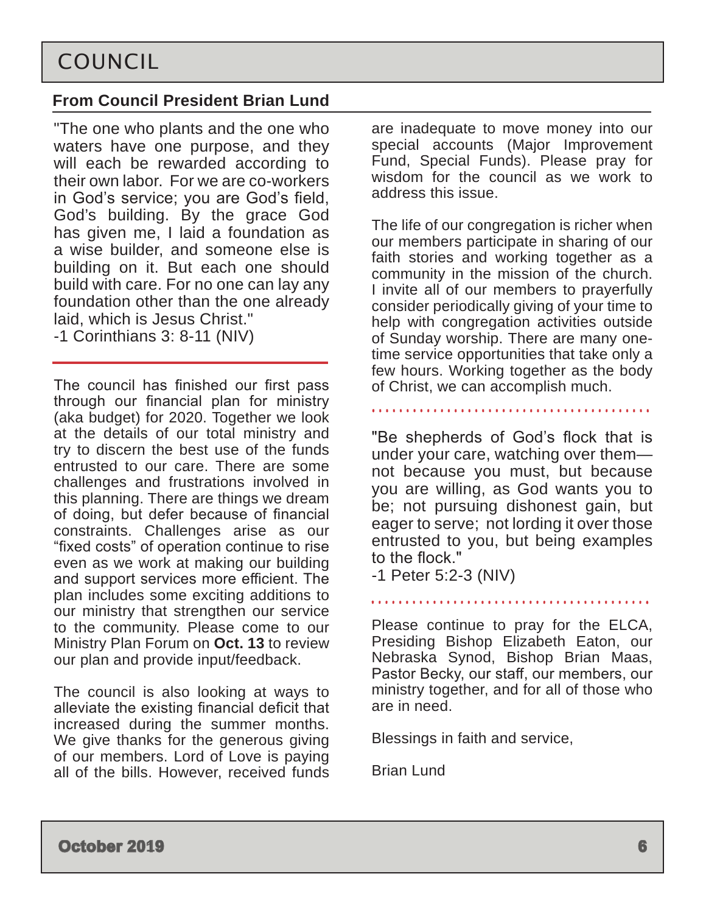# COUNCIL

## From Council President Brian Lund

"The one who plants and the one who waters have one purpose, and they will each be rewarded according to their own labor. For we are co-workers in God's service; you are God's field, God's building. By the grace God has given me, I laid a foundation as a wise builder, and someone else is building on it. But each one should build with care. For no one can lay any foundation other than the one already laid, which is Jesus Christ."
-1 Corinthians 3: 8-11 (NIV)

---

The council has finished our first pass through our financial plan for ministry (aka budget) for 2020. Together we look at the details of our total ministry and try to discern the best use of the funds entrusted to our care. There are some challenges and frustrations involved in this planning. There are things we dream of doing, but defer because of financial constraints. Challenges arise as our "fixed costs" of operation continue to rise even as we work at making our building and support services more efficient. The plan includes some exciting additions to our ministry that strengthen our service to the community. Please come to our Ministry Plan Forum on **Oct. 13** to review our plan and provide input/feedback.

The council is also looking at ways to alleviate the existing financial deficit that increased during the summer months. We give thanks for the generous giving of our members. Lord of Love is paying all of the bills. However, received funds are inadequate to move money into our special accounts (Major Improvement Fund, Special Funds). Please pray for wisdom for the council as we work to address this issue.

The life of our congregation is richer when our members participate in sharing of our faith stories and working together as a community in the mission of the church. I invite all of our members to prayerfully consider periodically giving of your time to help with congregation activities outside of Sunday worship. There are many one-time service opportunities that take only a few hours. Working together as the body of Christ, we can accomplish much.

"Be shepherds of God's flock that is under your care, watching over them—not because you must, but because you are willing, as God wants you to be; not pursuing dishonest gain, but eager to serve; not lording it over those entrusted to you, but being examples to the flock."
-1 Peter 5:2-3 (NIV)

Please continue to pray for the ELCA, Presiding Bishop Elizabeth Eaton, our Nebraska Synod, Bishop Brian Maas, Pastor Becky, our staff, our members, our ministry together, and for all of those who are in need.

Blessings in faith and service,

Brian Lund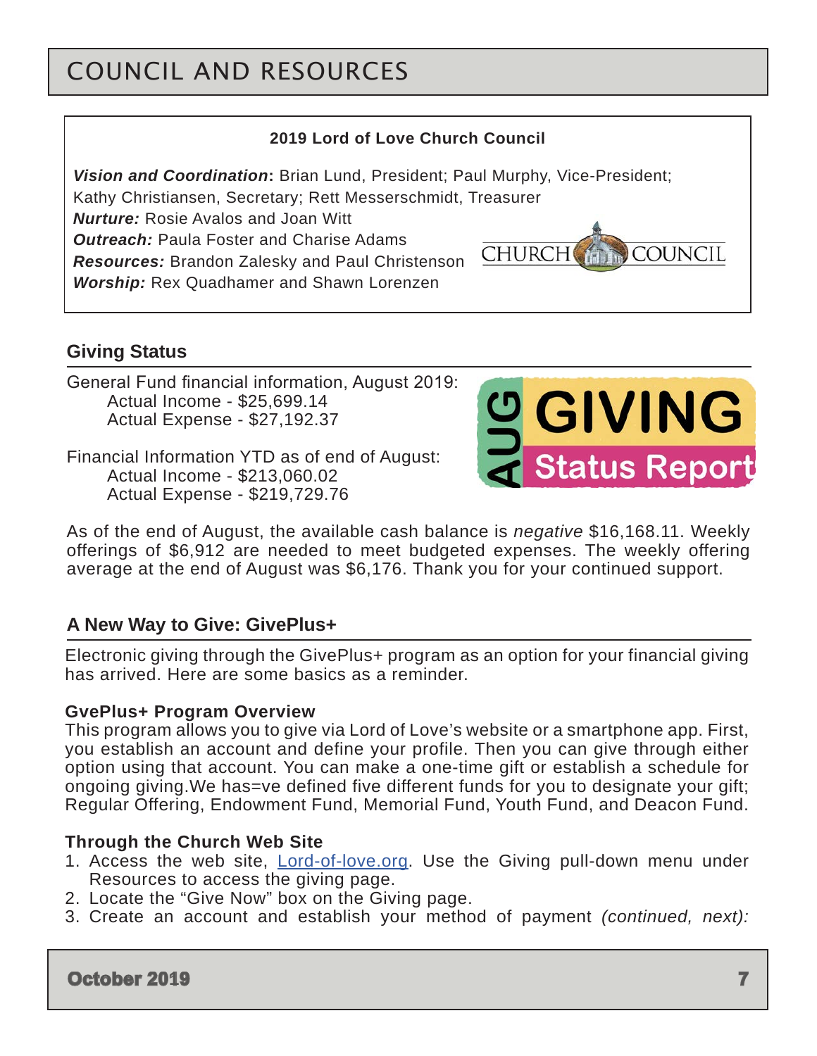# COUNCIL AND RESOURCES

**2019 Lord of Love Church Council**

***Vision and Coordination*****:** Brian Lund, President; Paul Murphy, Vice-President; Kathy Christiansen, Secretary; Rett Messerschmidt, Treasurer
***Nurture:*** Rosie Avalos and Joan Witt
***Outreach:*** Paula Foster and Charise Adams
***Resources:*** Brandon Zalesky and Paul Christenson
***Worship:*** Rex Quadhamer and Shawn Lorenzen

## Giving Status

General Fund financial information, August 2019:
Actual Income - $25,699.14
Actual Expense - $27,192.37

Financial Information YTD as of end of August:
Actual Income - $213,060.02
Actual Expense - $219,729.76

As of the end of August, the available cash balance is *negative* $16,168.11. Weekly offerings of $6,912 are needed to meet budgeted expenses. The weekly offering average at the end of August was $6,176. Thank you for your continued support.

## A New Way to Give: GivePlus+

Electronic giving through the GivePlus+ program as an option for your financial giving has arrived. Here are some basics as a reminder.

### GvePlus+ Program Overview

This program allows you to give via Lord of Love's website or a smartphone app. First, you establish an account and define your profile. Then you can give through either option using that account. You can make a one-time gift or establish a schedule for ongoing giving.We has=ve defined five different funds for you to designate your gift; Regular Offering, Endowment Fund, Memorial Fund, Youth Fund, and Deacon Fund.

### Through the Church Web Site

1. Access the web site, Lord-of-love.org. Use the Giving pull-down menu under Resources to access the giving page.
2. Locate the "Give Now" box on the Giving page.
3. Create an account and establish your method of payment *(continued, next):*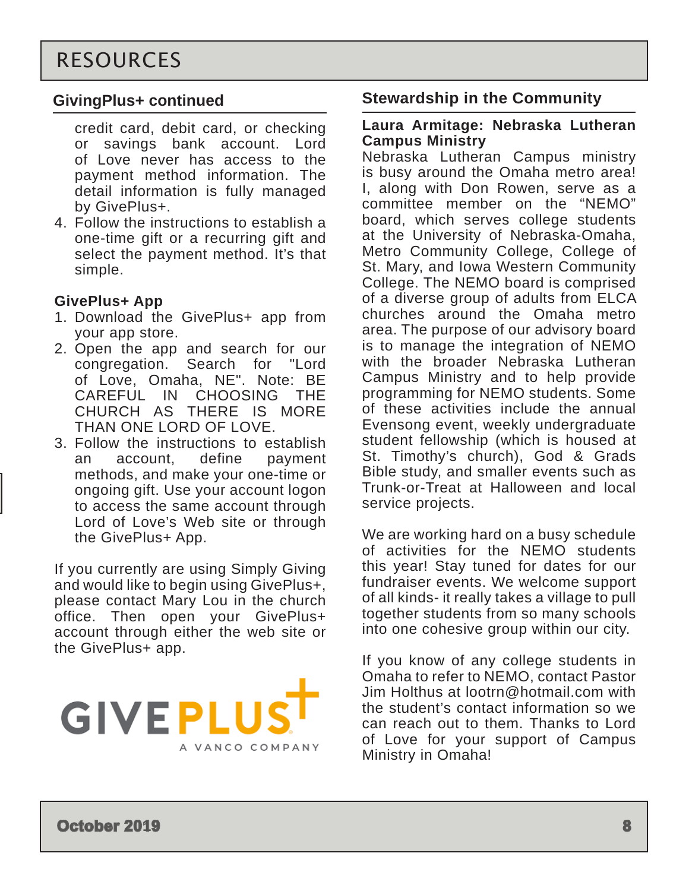# RESOURCES

## GivingPlus+ continued

credit card, debit card, or checking or savings bank account. Lord of Love never has access to the payment method information. The detail information is fully managed by GivePlus+.

4. Follow the instructions to establish a one-time gift or a recurring gift and select the payment method. It's that simple.

### GivePlus+ App

1. Download the GivePlus+ app from your app store.
2. Open the app and search for our congregation. Search for "Lord of Love, Omaha, NE". Note: BE CAREFUL IN CHOOSING THE CHURCH AS THERE IS MORE THAN ONE LORD OF LOVE.
3. Follow the instructions to establish an account, define payment methods, and make your one-time or ongoing gift. Use your account logon to access the same account through Lord of Love's Web site or through the GivePlus+ App.

If you currently are using Simply Giving and would like to begin using GivePlus+, please contact Mary Lou in the church office. Then open your GivePlus+ account through either the web site or the GivePlus+ app.

GIVEPLUS+
A VANCO COMPANY

## Stewardship in the Community

**Laura Armitage: Nebraska Lutheran Campus Ministry**

Nebraska Lutheran Campus ministry is busy around the Omaha metro area! I, along with Don Rowen, serve as a committee member on the "NEMO" board, which serves college students at the University of Nebraska-Omaha, Metro Community College, College of St. Mary, and Iowa Western Community College. The NEMO board is comprised of a diverse group of adults from ELCA churches around the Omaha metro area. The purpose of our advisory board is to manage the integration of NEMO with the broader Nebraska Lutheran Campus Ministry and to help provide programming for NEMO students. Some of these activities include the annual Evensong event, weekly undergraduate student fellowship (which is housed at St. Timothy's church), God & Grads Bible study, and smaller events such as Trunk-or-Treat at Halloween and local service projects.

We are working hard on a busy schedule of activities for the NEMO students this year! Stay tuned for dates for our fundraiser events. We welcome support of all kinds- it really takes a village to pull together students from so many schools into one cohesive group within our city.

If you know of any college students in Omaha to refer to NEMO, contact Pastor Jim Holthus at lootrn@hotmail.com with the student's contact information so we can reach out to them. Thanks to Lord of Love for your support of Campus Ministry in Omaha!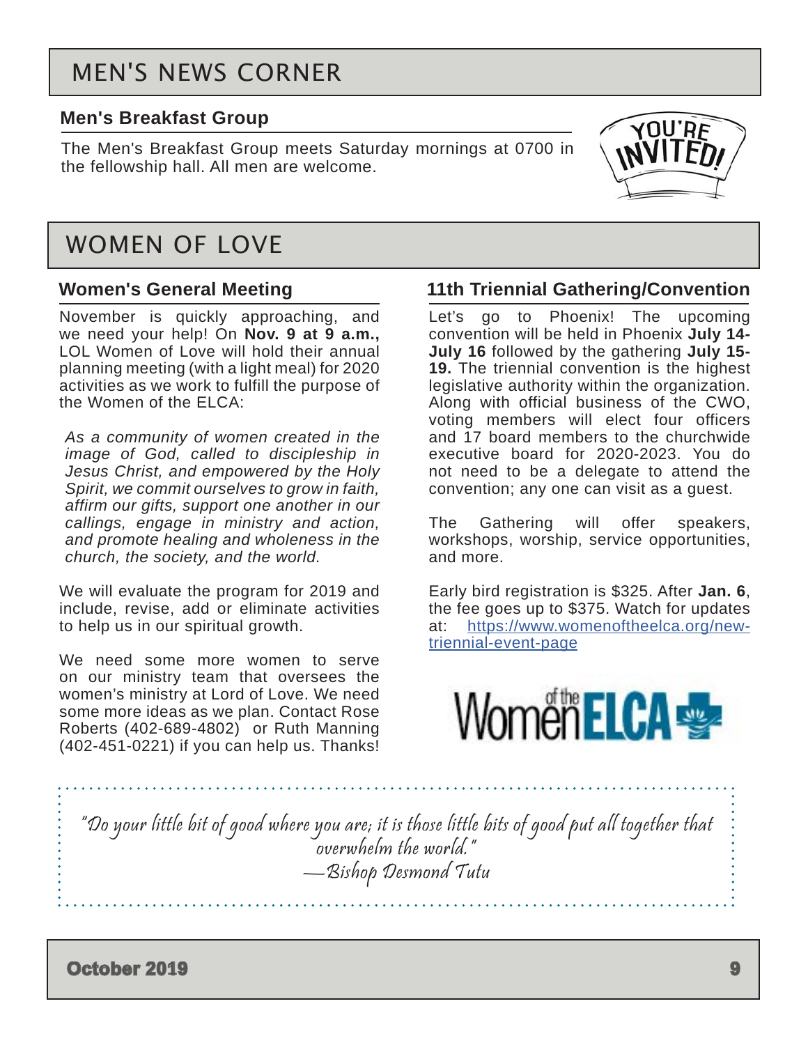# MEN'S NEWS CORNER

## Men's Breakfast Group

The Men's Breakfast Group meets Saturday mornings at 0700 in the fellowship hall. All men are welcome.

# WOMEN OF LOVE

## Women's General Meeting

November is quickly approaching, and we need your help! On **Nov. 9 at 9 a.m.,** LOL Women of Love will hold their annual planning meeting (with a light meal) for 2020 activities as we work to fulfill the purpose of the Women of the ELCA:

*As a community of women created in the image of God, called to discipleship in Jesus Christ, and empowered by the Holy Spirit, we commit ourselves to grow in faith, affirm our gifts, support one another in our callings, engage in ministry and action, and promote healing and wholeness in the church, the society, and the world.*

We will evaluate the program for 2019 and include, revise, add or eliminate activities to help us in our spiritual growth.

We need some more women to serve on our ministry team that oversees the women's ministry at Lord of Love. We need some more ideas as we plan. Contact Rose Roberts (402-689-4802) or Ruth Manning (402-451-0221) if you can help us. Thanks!

## 11th Triennial Gathering/Convention

Let's go to Phoenix! The upcoming convention will be held in Phoenix **July 14-July 16** followed by the gathering **July 15-19.** The triennial convention is the highest legislative authority within the organization. Along with official business of the CWO, voting members will elect four officers and 17 board members to the churchwide executive board for 2020-2023. You do not need to be a delegate to attend the convention; any one can visit as a guest.

The Gathering will offer speakers, workshops, worship, service opportunities, and more.

Early bird registration is $325. After **Jan. 6**, the fee goes up to $375. Watch for updates at: https://www.womenoftheelca.org/new-triennial-event-page

"Do your little bit of good where you are; it is those little bits of good put all together that overwhelm the world."
—Bishop Desmond Tutu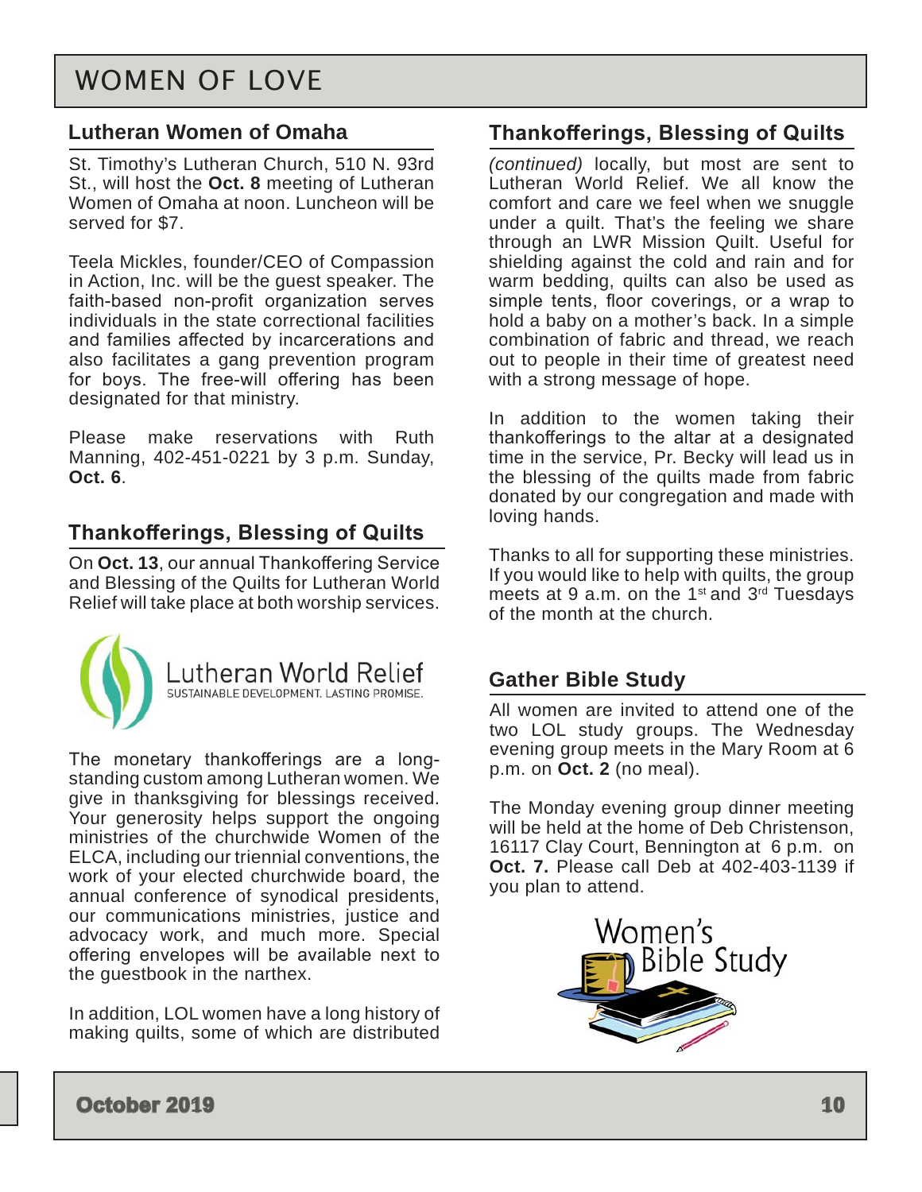# WOMEN OF LOVE

## Lutheran Women of Omaha

St. Timothy's Lutheran Church, 510 N. 93rd St., will host the **Oct. 8** meeting of Lutheran Women of Omaha at noon. Luncheon will be served for $7.

Teela Mickles, founder/CEO of Compassion in Action, Inc. will be the guest speaker. The faith-based non-profit organization serves individuals in the state correctional facilities and families affected by incarcerations and also facilitates a gang prevention program for boys. The free-will offering has been designated for that ministry.

Please make reservations with Ruth Manning, 402-451-0221 by 3 p.m. Sunday, **Oct. 6**.

## Thankofferings, Blessing of Quilts

On **Oct. 13**, our annual Thankoffering Service and Blessing of the Quilts for Lutheran World Relief will take place at both worship services.

Lutheran World Relief
SUSTAINABLE DEVELOPMENT. LASTING PROMISE.

The monetary thankofferings are a long-standing custom among Lutheran women. We give in thanksgiving for blessings received. Your generosity helps support the ongoing ministries of the churchwide Women of the ELCA, including our triennial conventions, the work of your elected churchwide board, the annual conference of synodical presidents, our communications ministries, justice and advocacy work, and much more. Special offering envelopes will be available next to the guestbook in the narthex.

In addition, LOL women have a long history of making quilts, some of which are distributed

## Thankofferings, Blessing of Quilts

*(continued)* locally, but most are sent to Lutheran World Relief. We all know the comfort and care we feel when we snuggle under a quilt. That's the feeling we share through an LWR Mission Quilt. Useful for shielding against the cold and rain and for warm bedding, quilts can also be used as simple tents, floor coverings, or a wrap to hold a baby on a mother's back. In a simple combination of fabric and thread, we reach out to people in their time of greatest need with a strong message of hope.

In addition to the women taking their thankofferings to the altar at a designated time in the service, Pr. Becky will lead us in the blessing of the quilts made from fabric donated by our congregation and made with loving hands.

Thanks to all for supporting these ministries. If you would like to help with quilts, the group meets at 9 a.m. on the 1st and 3rd Tuesdays of the month at the church.

## Gather Bible Study

All women are invited to attend one of the two LOL study groups. The Wednesday evening group meets in the Mary Room at 6 p.m. on **Oct. 2** (no meal).

The Monday evening group dinner meeting will be held at the home of Deb Christenson, 16117 Clay Court, Bennington at 6 p.m. on **Oct. 7.** Please call Deb at 402-403-1139 if you plan to attend.

Women's Bible Study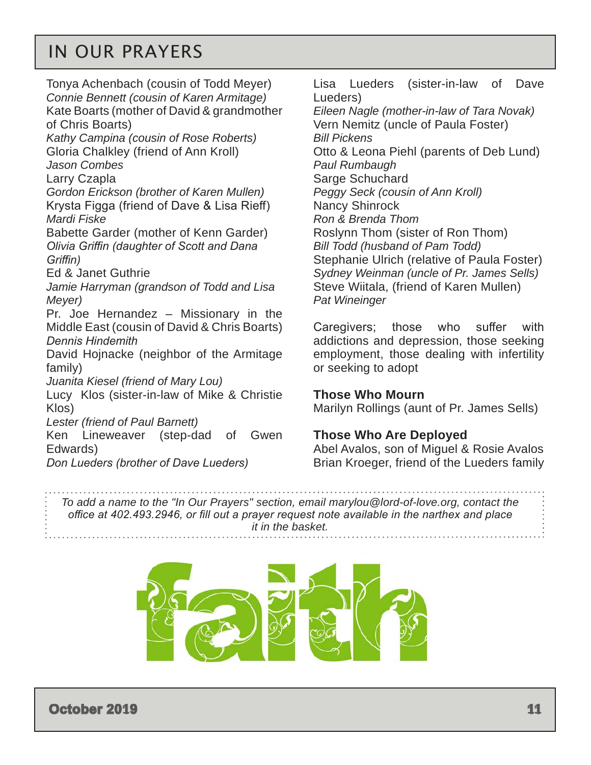# IN OUR PRAYERS

Tonya Achenbach (cousin of Todd Meyer)
*Connie Bennett (cousin of Karen Armitage)*
Kate Boarts (mother of David & grandmother of Chris Boarts)
*Kathy Campina (cousin of Rose Roberts)*
Gloria Chalkley (friend of Ann Kroll)
*Jason Combes*
Larry Czapla
*Gordon Erickson (brother of Karen Mullen)*
Krysta Figga (friend of Dave & Lisa Rieff)
*Mardi Fiske*
Babette Garder (mother of Kenn Garder)
*Olivia Griffin (daughter of Scott and Dana Griffin)*
Ed & Janet Guthrie
*Jamie Harryman (grandson of Todd and Lisa Meyer)*
Pr. Joe Hernandez – Missionary in the Middle East (cousin of David & Chris Boarts)
*Dennis Hindemith*
David Hojnacke (neighbor of the Armitage family)
*Juanita Kiesel (friend of Mary Lou)*
Lucy Klos (sister-in-law of Mike & Christie Klos)
*Lester (friend of Paul Barnett)*
Ken Lineweaver (step-dad of Gwen Edwards)
*Don Lueders (brother of Dave Lueders)*
Lisa Lueders (sister-in-law of Dave Lueders)
*Eileen Nagle (mother-in-law of Tara Novak)*
Vern Nemitz (uncle of Paula Foster)
*Bill Pickens*
Otto & Leona Piehl (parents of Deb Lund)
*Paul Rumbaugh*
Sarge Schuchard
*Peggy Seck (cousin of Ann Kroll)*
Nancy Shinrock
*Ron & Brenda Thom*
Roslynn Thom (sister of Ron Thom)
*Bill Todd (husband of Pam Todd)*
Stephanie Ulrich (relative of Paula Foster)
*Sydney Weinman (uncle of Pr. James Sells)*
Steve Wiitala, (friend of Karen Mullen)
*Pat Wineinger*

Caregivers; those who suffer with addictions and depression, those seeking employment, those dealing with infertility or seeking to adopt

**Those Who Mourn**
Marilyn Rollings (aunt of Pr. James Sells)

**Those Who Are Deployed**
Abel Avalos, son of Miguel & Rosie Avalos
Brian Kroeger, friend of the Lueders family

*To add a name to the "In Our Prayers" section, email marylou@lord-of-love.org, contact the office at 402.493.2946, or fill out a prayer request note available in the narthex and place it in the basket.*

faith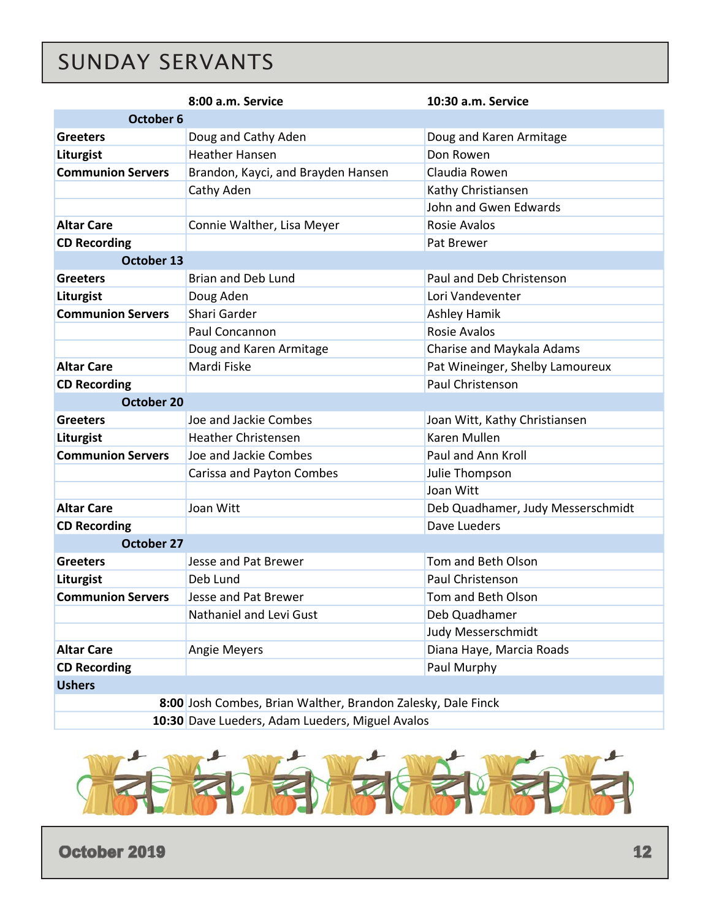# SUNDAY SERVANTS

| | 8:00 a.m. Service | 10:30 a.m. Service |
|---|---|---|
| **October 6** | | |
| **Greeters** | Doug and Cathy Aden | Doug and Karen Armitage |
| **Liturgist** | Heather Hansen | Don Rowen |
| **Communion Servers** | Brandon, Kayci, and Brayden Hansen | Claudia Rowen |
| | Cathy Aden | Kathy Christiansen |
| | | John and Gwen Edwards |
| **Altar Care** | Connie Walther, Lisa Meyer | Rosie Avalos |
| **CD Recording** | | Pat Brewer |
| **October 13** | | |
| **Greeters** | Brian and Deb Lund | Paul and Deb Christenson |
| **Liturgist** | Doug Aden | Lori Vandeventer |
| **Communion Servers** | Shari Garder | Ashley Hamik |
| | Paul Concannon | Rosie Avalos |
| | Doug and Karen Armitage | Charise and Maykala Adams |
| **Altar Care** | Mardi Fiske | Pat Wineinger, Shelby Lamoureux |
| **CD Recording** | | Paul Christenson |
| **October 20** | | |
| **Greeters** | Joe and Jackie Combes | Joan Witt, Kathy Christiansen |
| **Liturgist** | Heather Christensen | Karen Mullen |
| **Communion Servers** | Joe and Jackie Combes | Paul and Ann Kroll |
| | Carissa and Payton Combes | Julie Thompson |
| | | Joan Witt |
| **Altar Care** | Joan Witt | Deb Quadhamer, Judy Messerschmidt |
| **CD Recording** | | Dave Lueders |
| **October 27** | | |
| **Greeters** | Jesse and Pat Brewer | Tom and Beth Olson |
| **Liturgist** | Deb Lund | Paul Christenson |
| **Communion Servers** | Jesse and Pat Brewer | Tom and Beth Olson |
| | Nathaniel and Levi Gust | Deb Quadhamer |
| | | Judy Messerschmidt |
| **Altar Care** | Angie Meyers | Diana Haye, Marcia Roads |
| **CD Recording** | | Paul Murphy |
| **Ushers** | | |
| **8:00** | Josh Combes, Brian Walther, Brandon Zalesky, Dale Finck | |
| **10:30** | Dave Lueders, Adam Lueders, Miguel Avalos | |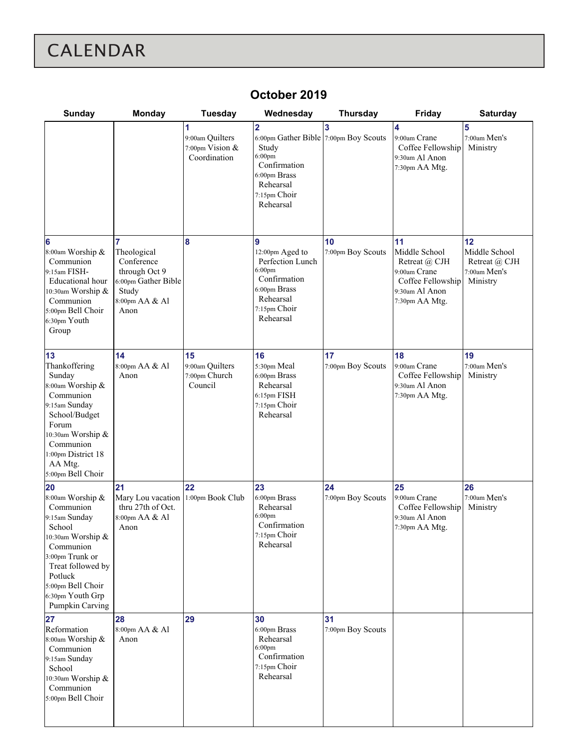# CALENDAR

## October 2019

| Sunday | Monday | Tuesday | Wednesday | Thursday | Friday | Saturday |
|---|---|---|---|---|---|---|
| | | **1**<br>9:00am Quilters<br>7:00pm Vision & Coordination | **2**<br>6:00pm Gather Bible Study<br>6:00pm Confirmation<br>6:00pm Brass Rehearsal<br>7:15pm Choir Rehearsal | **3**<br>7:00pm Boy Scouts | **4**<br>9:00am Crane Coffee Fellowship<br>9:30am Al Anon<br>7:30pm AA Mtg. | **5**<br>7:00am Men's Ministry |
| **6**<br>8:00am Worship & Communion<br>9:15am FISH-Educational hour<br>10:30am Worship & Communion<br>5:00pm Bell Choir<br>6:30pm Youth Group | **7**<br>Theological Conference through Oct 9<br>6:00pm Gather Bible Study<br>8:00pm AA & Al Anon | **8** | **9**<br>12:00pm Aged to Perfection Lunch<br>6:00pm Confirmation<br>6:00pm Brass Rehearsal<br>7:15pm Choir Rehearsal | **10**<br>7:00pm Boy Scouts | **11**<br>Middle School Retreat @ CJH<br>9:00am Crane Coffee Fellowship<br>9:30am Al Anon<br>7:30pm AA Mtg. | **12**<br>Middle School Retreat @ CJH<br>7:00am Men's Ministry |
| **13**<br>Thankoffering Sunday<br>8:00am Worship & Communion<br>9:15am Sunday School/Budget Forum<br>10:30am Worship & Communion<br>1:00pm District 18 AA Mtg.<br>5:00pm Bell Choir | **14**<br>8:00pm AA & Al Anon | **15**<br>9:00am Quilters<br>7:00pm Church Council | **16**<br>5:30pm Meal<br>6:00pm Brass Rehearsal<br>6:15pm FISH<br>7:15pm Choir Rehearsal | **17**<br>7:00pm Boy Scouts | **18**<br>9:00am Crane Coffee Fellowship<br>9:30am Al Anon<br>7:30pm AA Mtg. | **19**<br>7:00am Men's Ministry |
| **20**<br>8:00am Worship & Communion<br>9:15am Sunday School<br>10:30am Worship & Communion<br>3:00pm Trunk or Treat followed by Potluck<br>5:00pm Bell Choir<br>6:30pm Youth Grp Pumpkin Carving | **21**<br>Mary Lou vacation thru 27th of Oct.<br>8:00pm AA & Al Anon | **22**<br>1:00pm Book Club | **23**<br>6:00pm Brass Rehearsal<br>6:00pm Confirmation<br>7:15pm Choir Rehearsal | **24**<br>7:00pm Boy Scouts | **25**<br>9:00am Crane Coffee Fellowship<br>9:30am Al Anon<br>7:30pm AA Mtg. | **26**<br>7:00am Men's Ministry |
| **27**<br>Reformation<br>8:00am Worship & Communion<br>9:15am Sunday School<br>10:30am Worship & Communion<br>5:00pm Bell Choir | **28**<br>8:00pm AA & Al Anon | **29** | **30**<br>6:00pm Brass Rehearsal<br>6:00pm Confirmation<br>7:15pm Choir Rehearsal | **31**<br>7:00pm Boy Scouts | | |